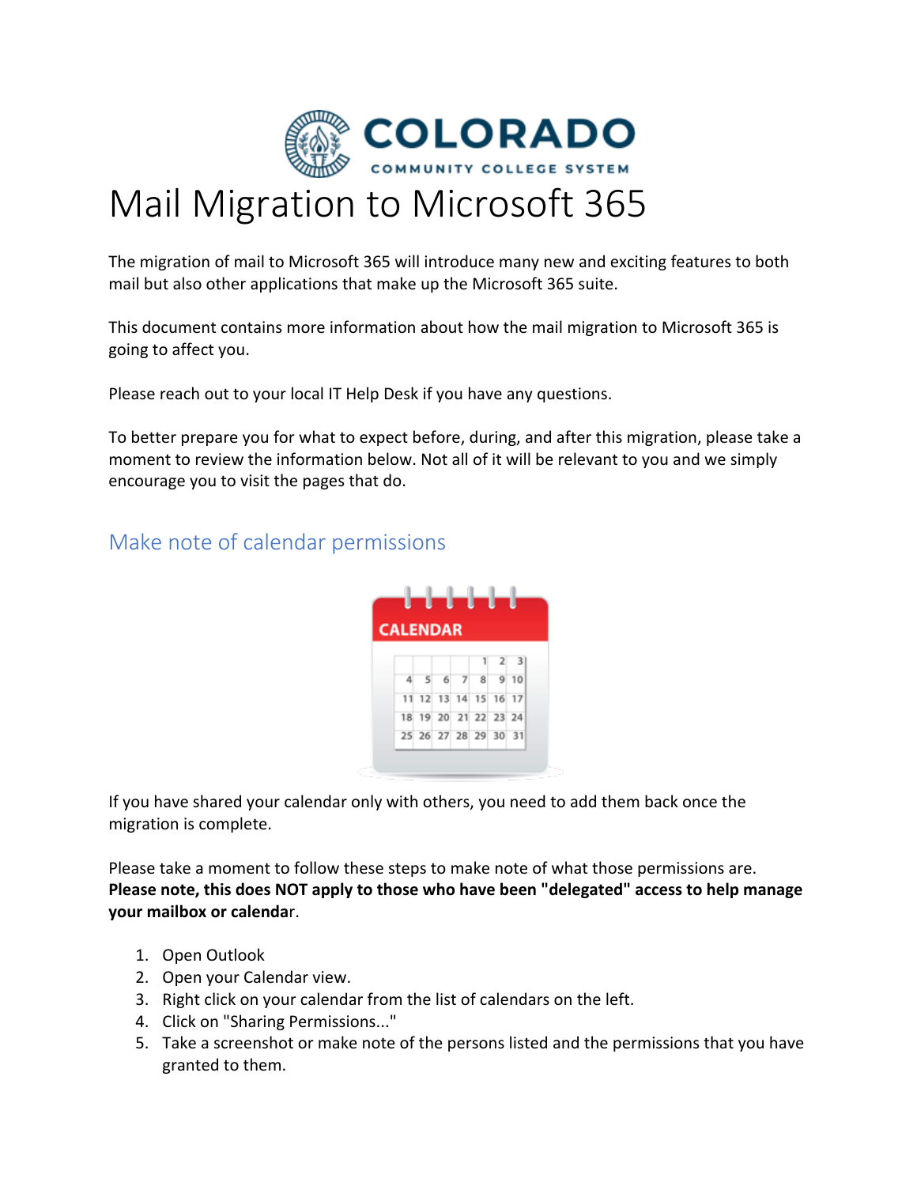# Mail Migration to Microsoft 365

The migration of mail to Microsoft 365 will introduce many new and exciting features to both mail but also other applications that make up the Microsoft 365 suite.

This document contains more information about how the mail migration to Microsoft 365 is going to affect you.

Please reach out to your local IT Help Desk if you have any questions.

To better prepare you for what to expect before, during, and after this migration, please take a moment to review the information below. Not all of it will be relevant to you and we simply encourage you to visit the pages that do.

## Make note of calendar permissions

If you have shared your calendar only with others, you need to add them back once the migration is complete.

Please take a moment to follow these steps to make note of what those permissions are. **Please note, this does NOT apply to those who have been "delegated" access to help manage your mailbox or calendar**.

1. Open Outlook
2. Open your Calendar view.
3. Right click on your calendar from the list of calendars on the left.
4. Click on "Sharing Permissions..."
5. Take a screenshot or make note of the persons listed and the permissions that you have granted to them.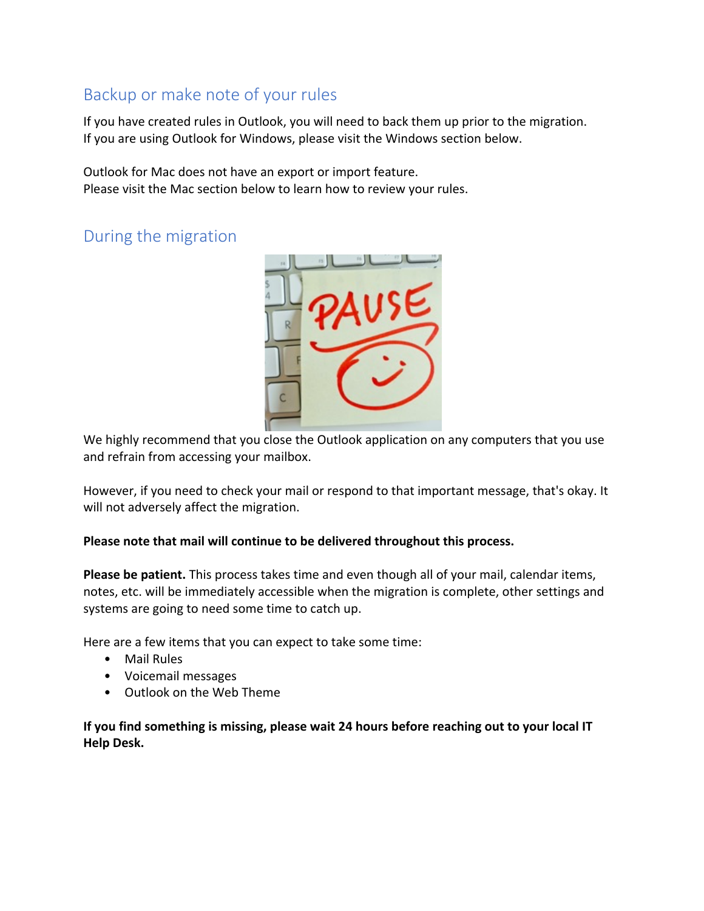## Backup or make note of your rules

If you have created rules in Outlook, you will need to back them up prior to the migration.
If you are using Outlook for Windows, please visit the Windows section below.

Outlook for Mac does not have an export or import feature.
Please visit the Mac section below to learn how to review your rules.

## During the migration

We highly recommend that you close the Outlook application on any computers that you use and refrain from accessing your mailbox.

However, if you need to check your mail or respond to that important message, that's okay. It will not adversely affect the migration.

**Please note that mail will continue to be delivered throughout this process.**

**Please be patient.** This process takes time and even though all of your mail, calendar items, notes, etc. will be immediately accessible when the migration is complete, other settings and systems are going to need some time to catch up.

Here are a few items that you can expect to take some time:

- Mail Rules
- Voicemail messages
- Outlook on the Web Theme

**If you find something is missing, please wait 24 hours before reaching out to your local IT Help Desk.**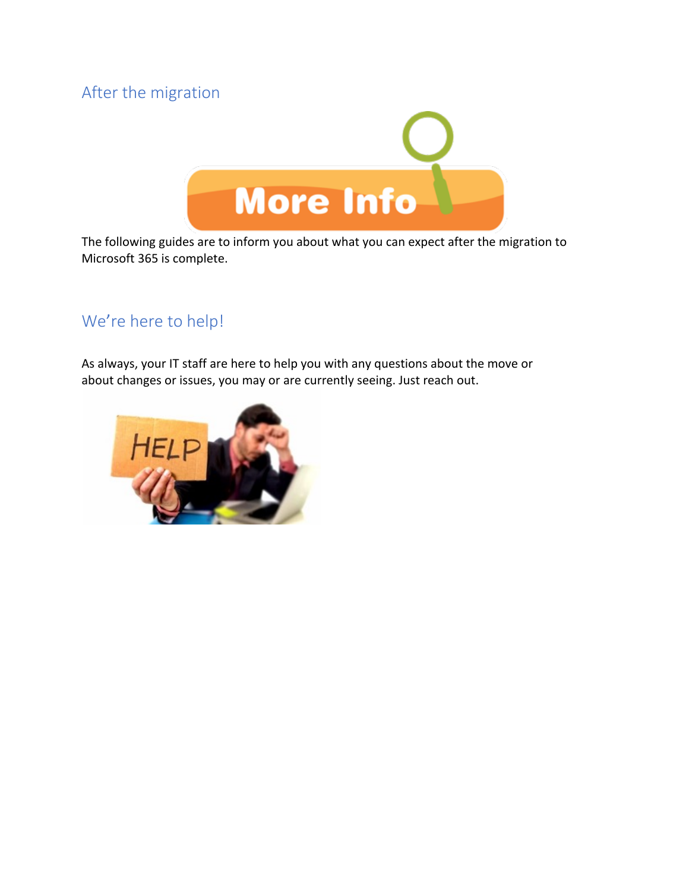## After the migration

The following guides are to inform you about what you can expect after the migration to Microsoft 365 is complete.

## We're here to help!

As always, your IT staff are here to help you with any questions about the move or about changes or issues, you may or are currently seeing. Just reach out.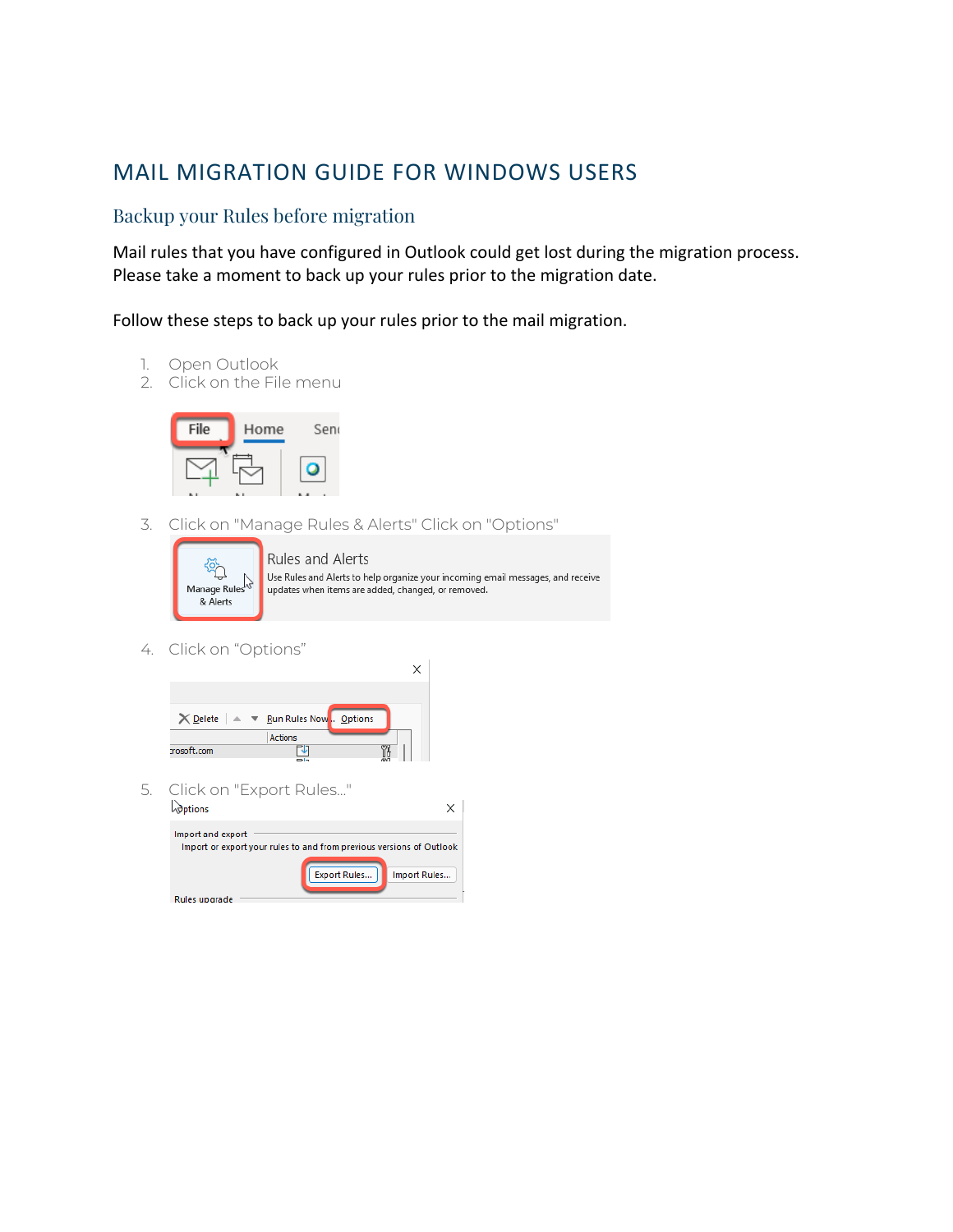# MAIL MIGRATION GUIDE FOR WINDOWS USERS

## Backup your Rules before migration

Mail rules that you have configured in Outlook could get lost during the migration process. Please take a moment to back up your rules prior to the migration date.

Follow these steps to back up your rules prior to the mail migration.

1. Open Outlook
2. Click on the File menu
3. Click on "Manage Rules & Alerts" Click on "Options"
4. Click on "Options"
5. Click on "Export Rules..."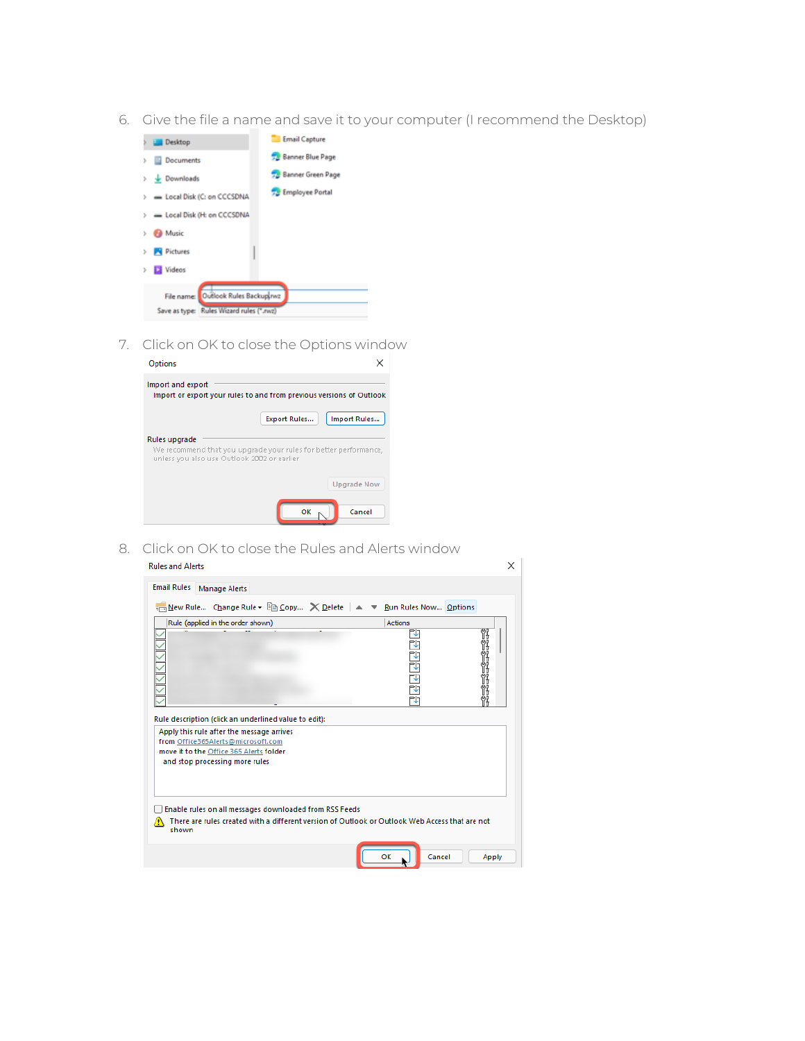6. Give the file a name and save it to your computer (I recommend the Desktop)

7. Click on OK to close the Options window

8. Click on OK to close the Rules and Alerts window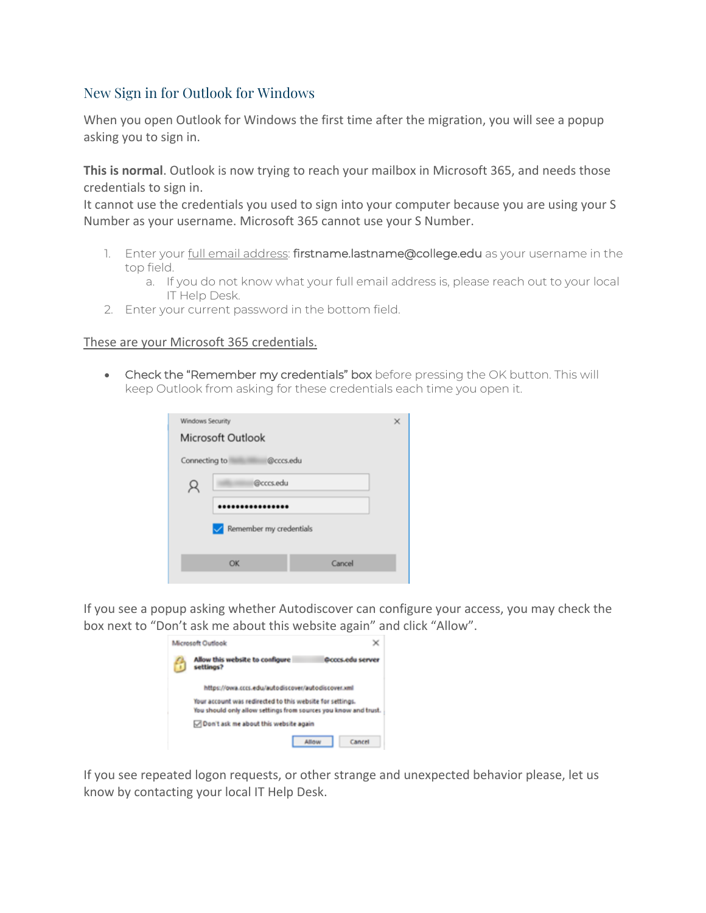## New Sign in for Outlook for Windows

When you open Outlook for Windows the first time after the migration, you will see a popup asking you to sign in.

**This is normal**. Outlook is now trying to reach your mailbox in Microsoft 365, and needs those credentials to sign in.
It cannot use the credentials you used to sign into your computer because you are using your S Number as your username. Microsoft 365 cannot use your S Number.

1. Enter your full email address: firstname.lastname@college.edu as your username in the top field.
   a. If you do not know what your full email address is, please reach out to your local IT Help Desk.
2. Enter your current password in the bottom field.

These are your Microsoft 365 credentials.

- Check the "Remember my credentials" box before pressing the OK button. This will keep Outlook from asking for these credentials each time you open it.

If you see a popup asking whether Autodiscover can configure your access, you may check the box next to "Don't ask me about this website again" and click "Allow".

If you see repeated logon requests, or other strange and unexpected behavior please, let us know by contacting your local IT Help Desk.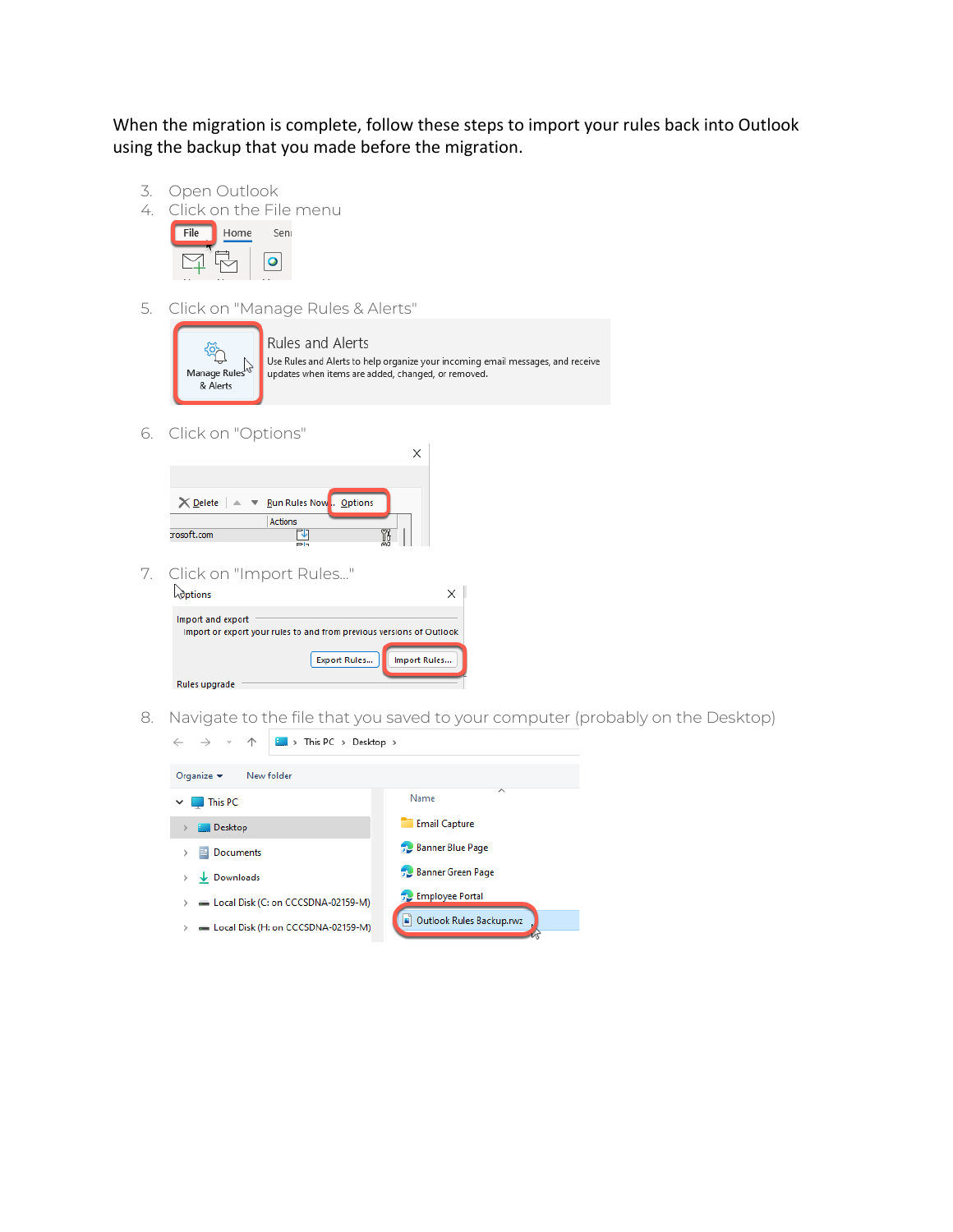When the migration is complete, follow these steps to import your rules back into Outlook using the backup that you made before the migration.

3. Open Outlook
4. Click on the File menu
5. Click on "Manage Rules & Alerts"
6. Click on "Options"
7. Click on "Import Rules..."
8. Navigate to the file that you saved to your computer (probably on the Desktop)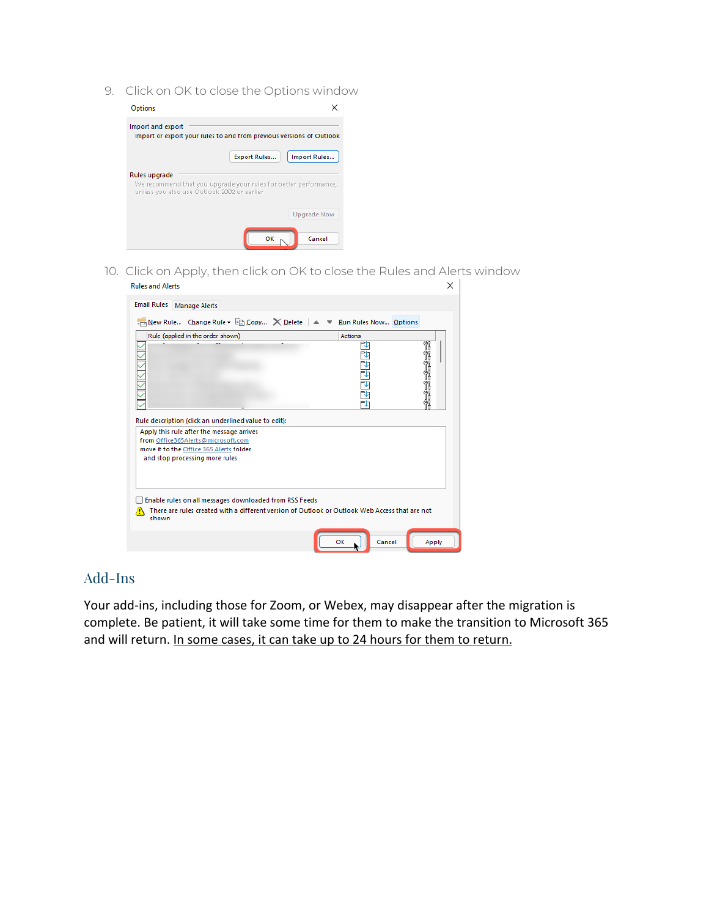9. Click on OK to close the Options window

10. Click on Apply, then click on OK to close the Rules and Alerts window

## Add-Ins

Your add-ins, including those for Zoom, or Webex, may disappear after the migration is complete. Be patient, it will take some time for them to make the transition to Microsoft 365 and will return. In some cases, it can take up to 24 hours for them to return.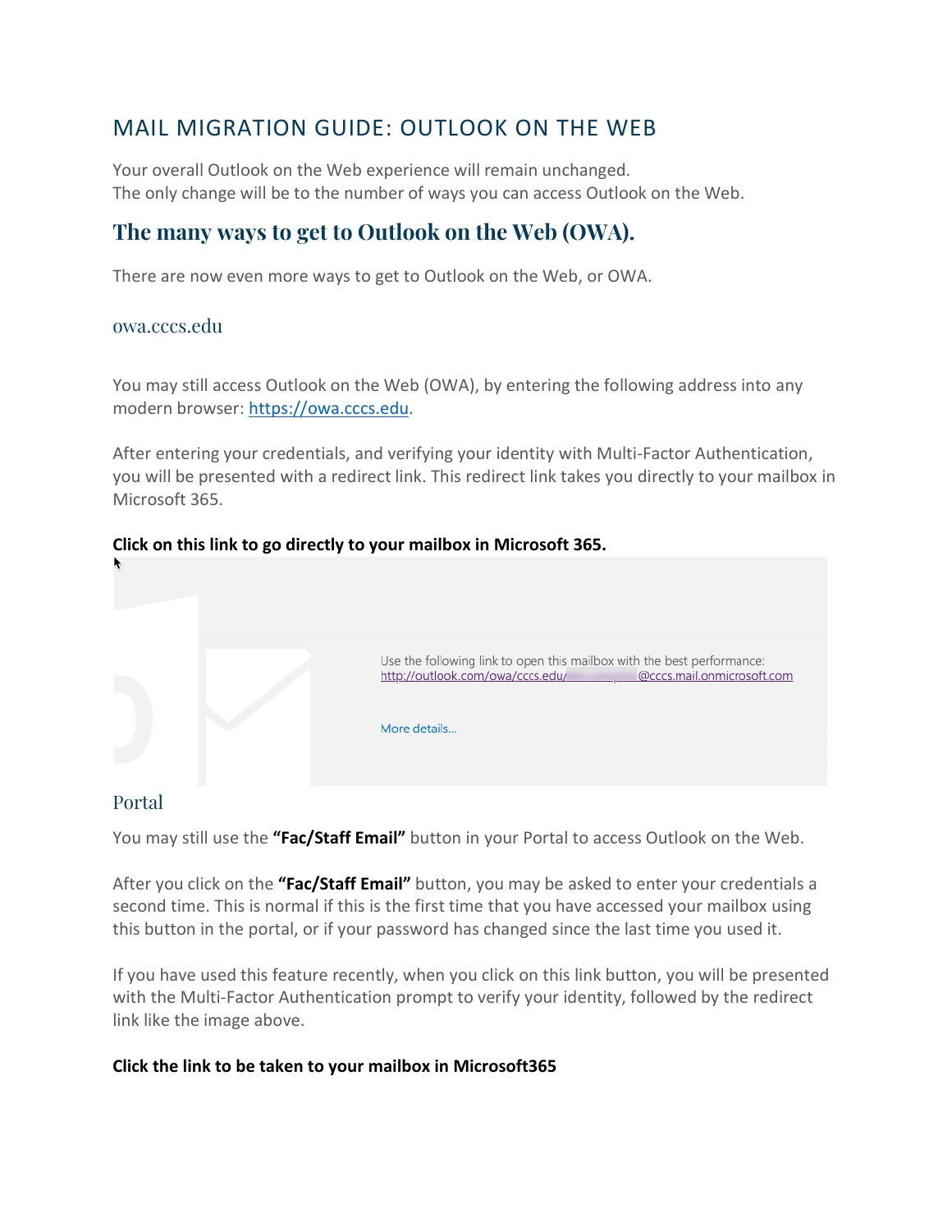# MAIL MIGRATION GUIDE: OUTLOOK ON THE WEB

Your overall Outlook on the Web experience will remain unchanged.
The only change will be to the number of ways you can access Outlook on the Web.

## The many ways to get to Outlook on the Web (OWA).

There are now even more ways to get to Outlook on the Web, or OWA.

### owa.cccs.edu

You may still access Outlook on the Web (OWA), by entering the following address into any modern browser: https://owa.cccs.edu.

After entering your credentials, and verifying your identity with Multi-Factor Authentication, you will be presented with a redirect link. This redirect link takes you directly to your mailbox in Microsoft 365.

**Click on this link to go directly to your mailbox in Microsoft 365.**

Use the following link to open this mailbox with the best performance:
http://outlook.com/owa/cccs.edu/ @cccs.mail.onmicrosoft.com

More details...

### Portal

You may still use the **"Fac/Staff Email"** button in your Portal to access Outlook on the Web.

After you click on the **"Fac/Staff Email"** button, you may be asked to enter your credentials a second time. This is normal if this is the first time that you have accessed your mailbox using this button in the portal, or if your password has changed since the last time you used it.

If you have used this feature recently, when you click on this link button, you will be presented with the Multi-Factor Authentication prompt to verify your identity, followed by the redirect link like the image above.

**Click the link to be taken to your mailbox in Microsoft365**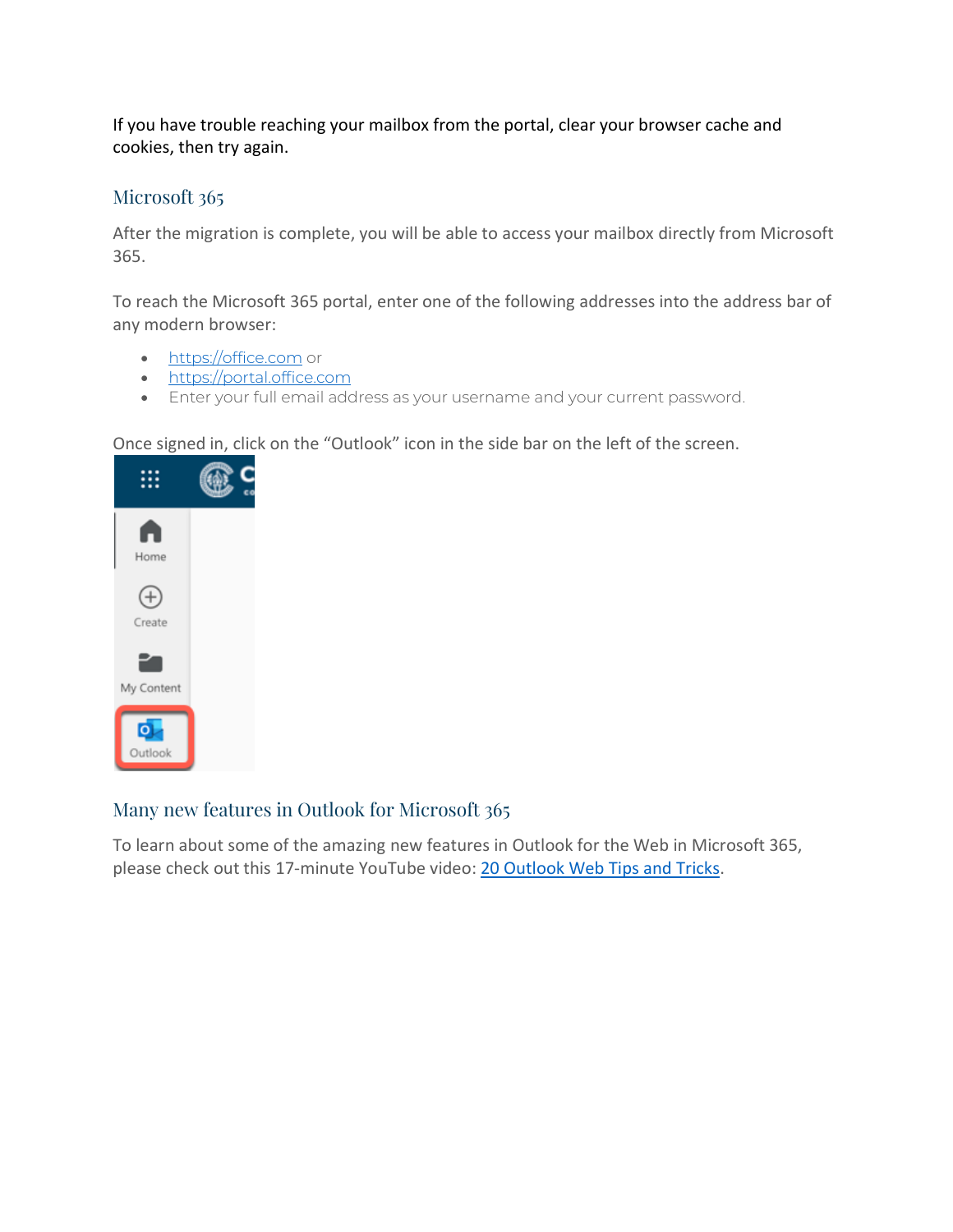If you have trouble reaching your mailbox from the portal, clear your browser cache and cookies, then try again.

## Microsoft 365

After the migration is complete, you will be able to access your mailbox directly from Microsoft 365.

To reach the Microsoft 365 portal, enter one of the following addresses into the address bar of any modern browser:

- https://office.com or
- https://portal.office.com
- Enter your full email address as your username and your current password.

Once signed in, click on the "Outlook" icon in the side bar on the left of the screen.

## Many new features in Outlook for Microsoft 365

To learn about some of the amazing new features in Outlook for the Web in Microsoft 365, please check out this 17-minute YouTube video: 20 Outlook Web Tips and Tricks.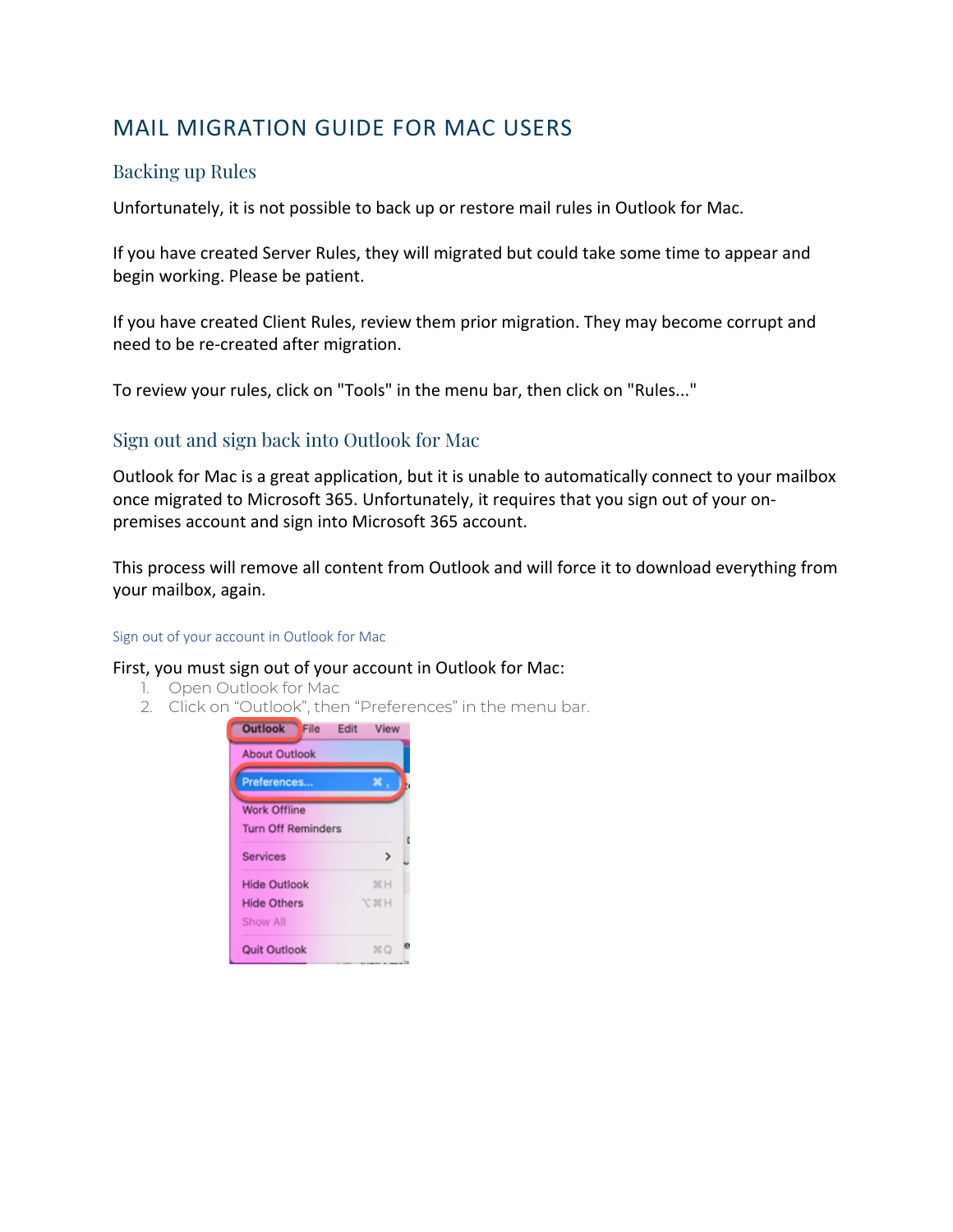# MAIL MIGRATION GUIDE FOR MAC USERS

## Backing up Rules

Unfortunately, it is not possible to back up or restore mail rules in Outlook for Mac.

If you have created Server Rules, they will migrated but could take some time to appear and begin working. Please be patient.

If you have created Client Rules, review them prior migration. They may become corrupt and need to be re-created after migration.

To review your rules, click on "Tools" in the menu bar, then click on "Rules..."

## Sign out and sign back into Outlook for Mac

Outlook for Mac is a great application, but it is unable to automatically connect to your mailbox once migrated to Microsoft 365. Unfortunately, it requires that you sign out of your on-premises account and sign into Microsoft 365 account.

This process will remove all content from Outlook and will force it to download everything from your mailbox, again.

### Sign out of your account in Outlook for Mac

First, you must sign out of your account in Outlook for Mac:

1. Open Outlook for Mac
2. Click on "Outlook", then "Preferences" in the menu bar.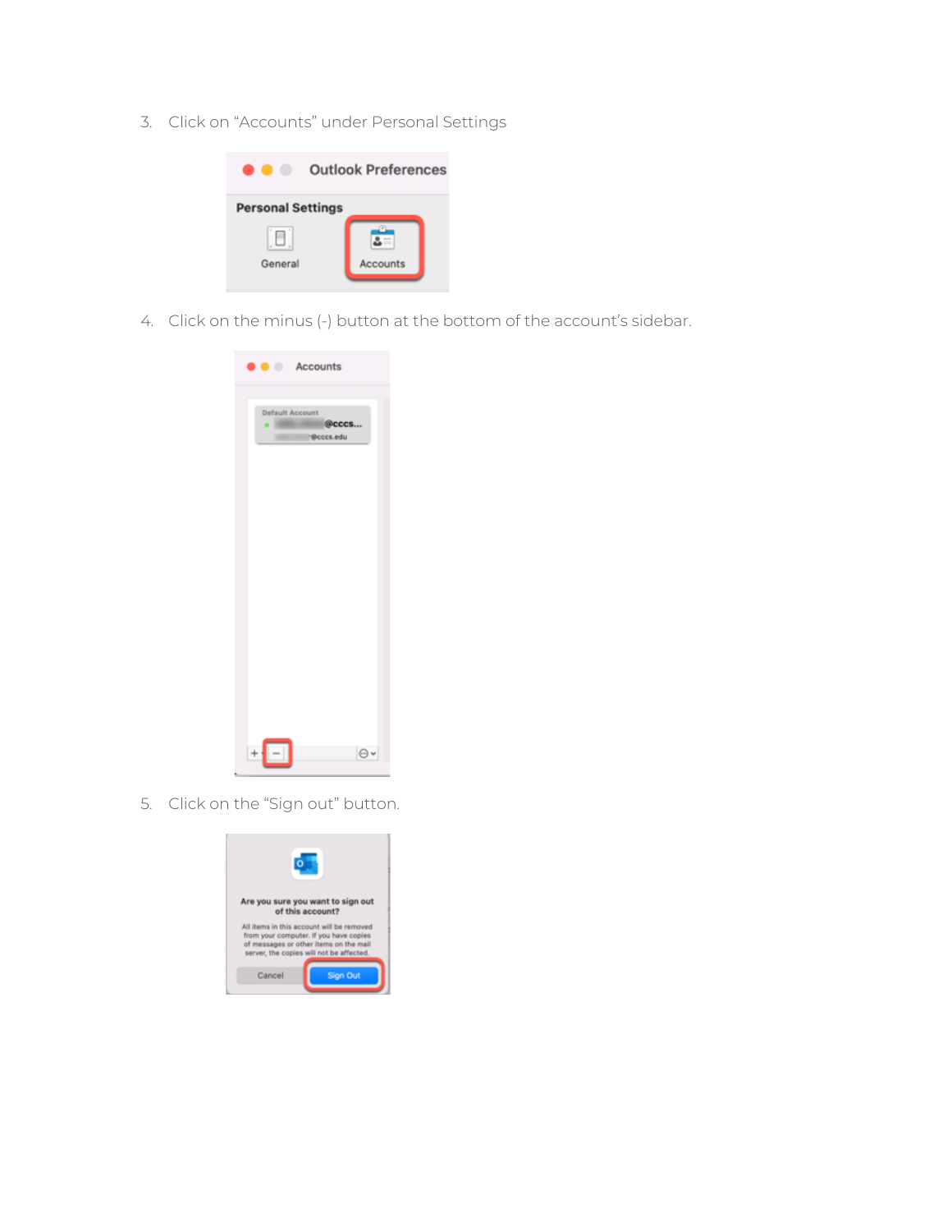3. Click on "Accounts" under Personal Settings

4. Click on the minus (-) button at the bottom of the account's sidebar.

5. Click on the "Sign out" button.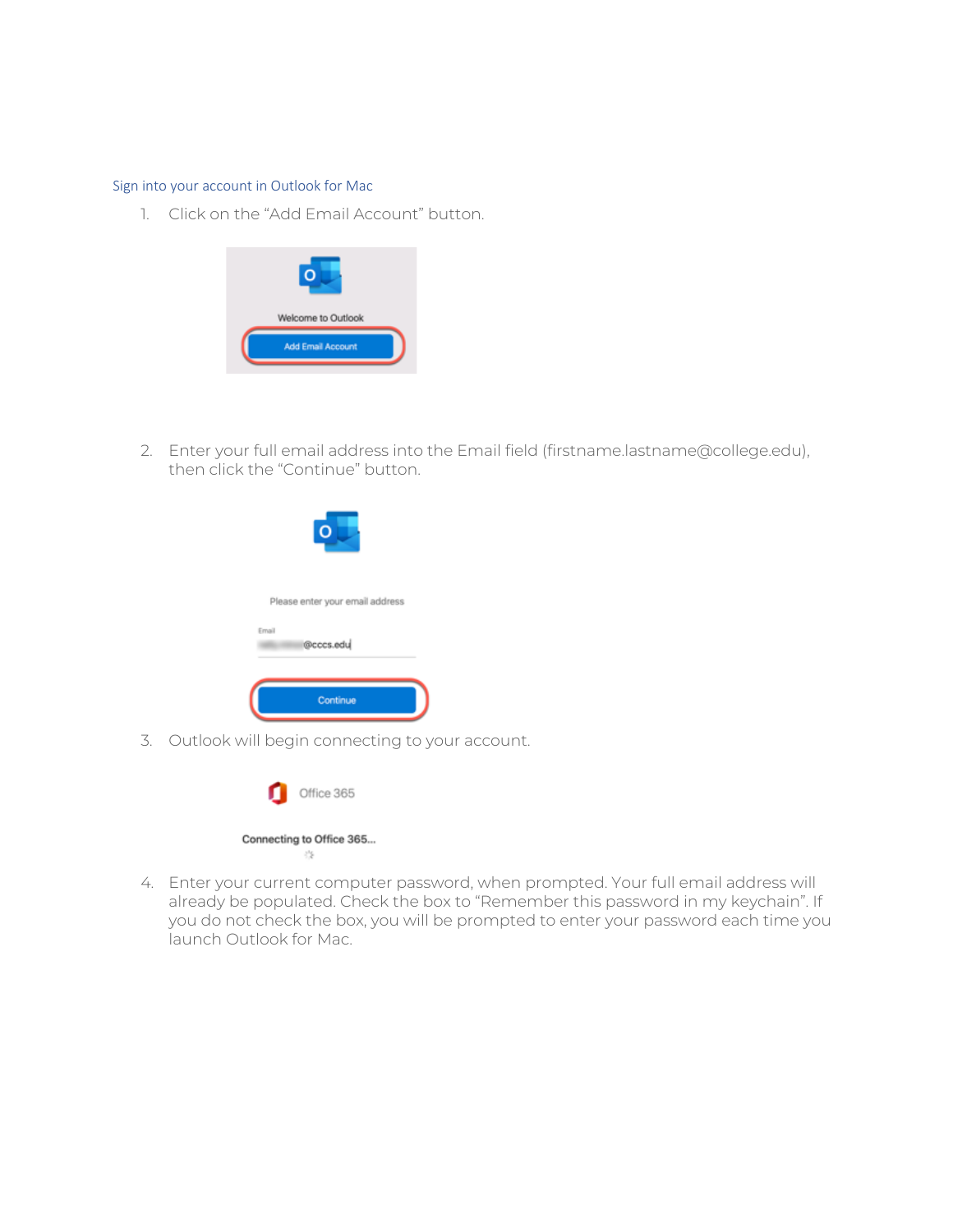## Sign into your account in Outlook for Mac

1. Click on the "Add Email Account" button.

2. Enter your full email address into the Email field (firstname.lastname@college.edu), then click the "Continue" button.

3. Outlook will begin connecting to your account.

4. Enter your current computer password, when prompted. Your full email address will already be populated. Check the box to "Remember this password in my keychain". If you do not check the box, you will be prompted to enter your password each time you launch Outlook for Mac.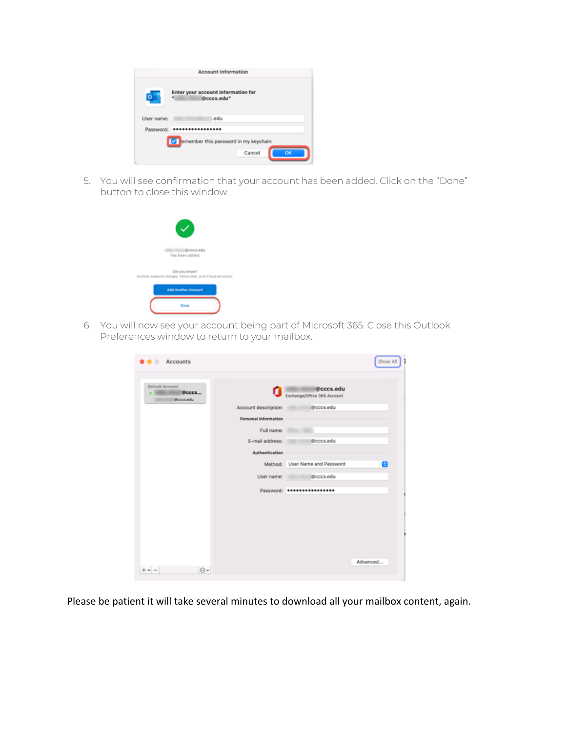5. You will see confirmation that your account has been added. Click on the "Done" button to close this window.

6. You will now see your account being part of Microsoft 365. Close this Outlook Preferences window to return to your mailbox.

Please be patient it will take several minutes to download all your mailbox content, again.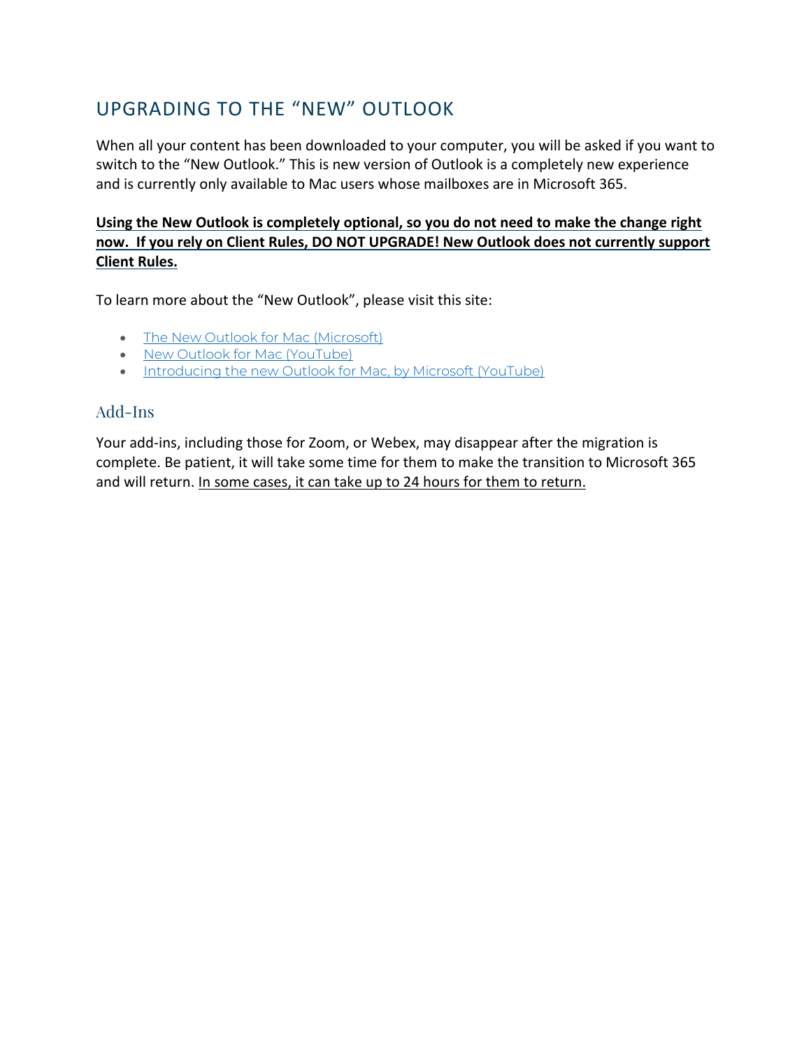# UPGRADING TO THE "NEW" OUTLOOK

When all your content has been downloaded to your computer, you will be asked if you want to switch to the "New Outlook." This is new version of Outlook is a completely new experience and is currently only available to Mac users whose mailboxes are in Microsoft 365.

**Using the New Outlook is completely optional, so you do not need to make the change right now. If you rely on Client Rules, DO NOT UPGRADE! New Outlook does not currently support Client Rules.**

To learn more about the "New Outlook", please visit this site:

- The New Outlook for Mac (Microsoft)
- New Outlook for Mac (YouTube)
- Introducing the new Outlook for Mac, by Microsoft (YouTube)

## Add-Ins

Your add-ins, including those for Zoom, or Webex, may disappear after the migration is complete. Be patient, it will take some time for them to make the transition to Microsoft 365 and will return. In some cases, it can take up to 24 hours for them to return.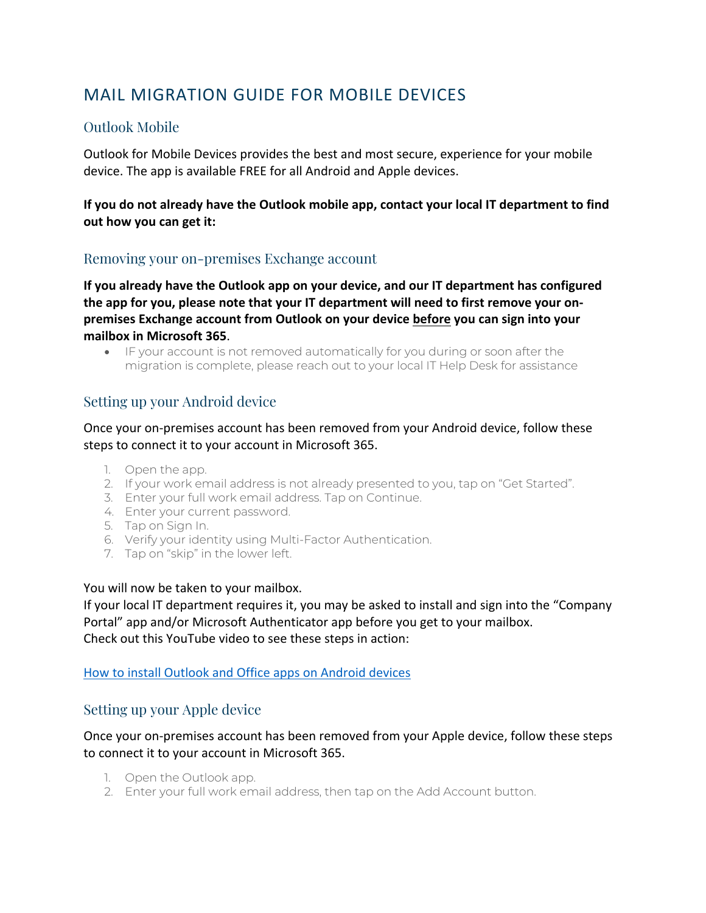# MAIL MIGRATION GUIDE FOR MOBILE DEVICES

## Outlook Mobile

Outlook for Mobile Devices provides the best and most secure, experience for your mobile device. The app is available FREE for all Android and Apple devices.

**If you do not already have the Outlook mobile app, contact your local IT department to find out how you can get it:**

## Removing your on-premises Exchange account

**If you already have the Outlook app on your device, and our IT department has configured the app for you, please note that your IT department will need to first remove your on-premises Exchange account from Outlook on your device <u>before</u> you can sign into your mailbox in Microsoft 365**.

- IF your account is not removed automatically for you during or soon after the migration is complete, please reach out to your local IT Help Desk for assistance

## Setting up your Android device

Once your on-premises account has been removed from your Android device, follow these steps to connect it to your account in Microsoft 365.

1. Open the app.
2. If your work email address is not already presented to you, tap on "Get Started".
3. Enter your full work email address. Tap on Continue.
4. Enter your current password.
5. Tap on Sign In.
6. Verify your identity using Multi-Factor Authentication.
7. Tap on "skip" in the lower left.

You will now be taken to your mailbox.
If your local IT department requires it, you may be asked to install and sign into the "Company Portal" app and/or Microsoft Authenticator app before you get to your mailbox.
Check out this YouTube video to see these steps in action:

[How to install Outlook and Office apps on Android devices]

## Setting up your Apple device

Once your on-premises account has been removed from your Apple device, follow these steps to connect it to your account in Microsoft 365.

1. Open the Outlook app.
2. Enter your full work email address, then tap on the Add Account button.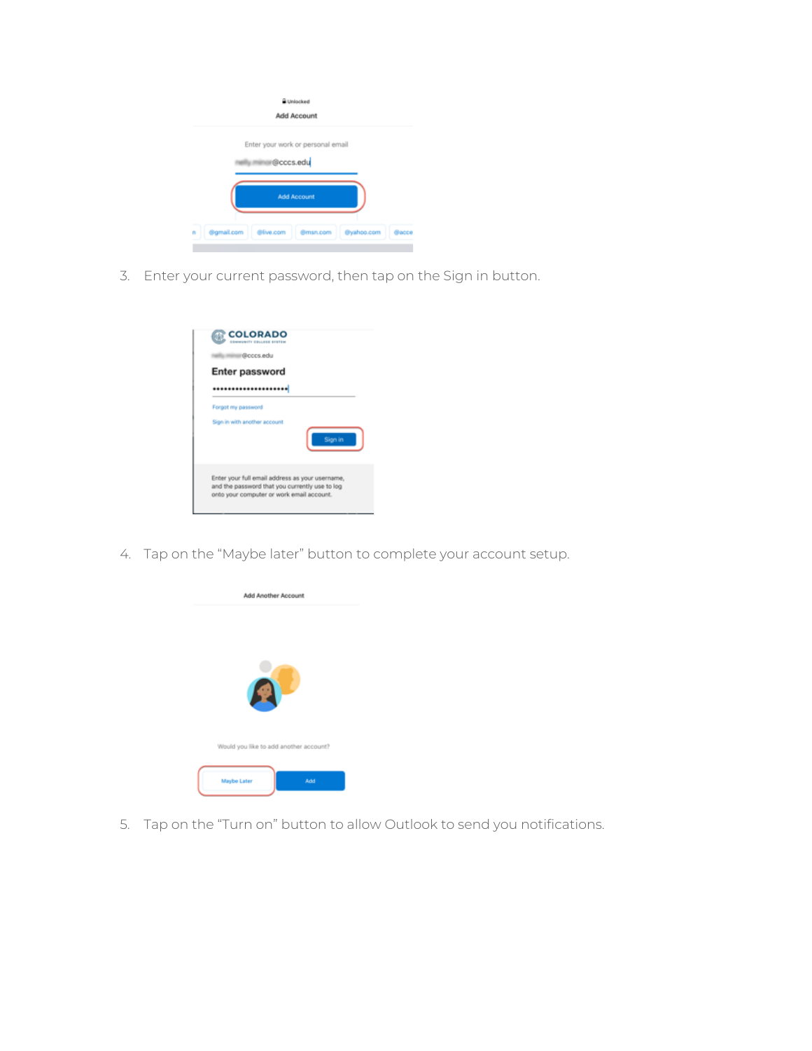3. Enter your current password, then tap on the Sign in button.

4. Tap on the “Maybe later” button to complete your account setup.

5. Tap on the “Turn on” button to allow Outlook to send you notifications.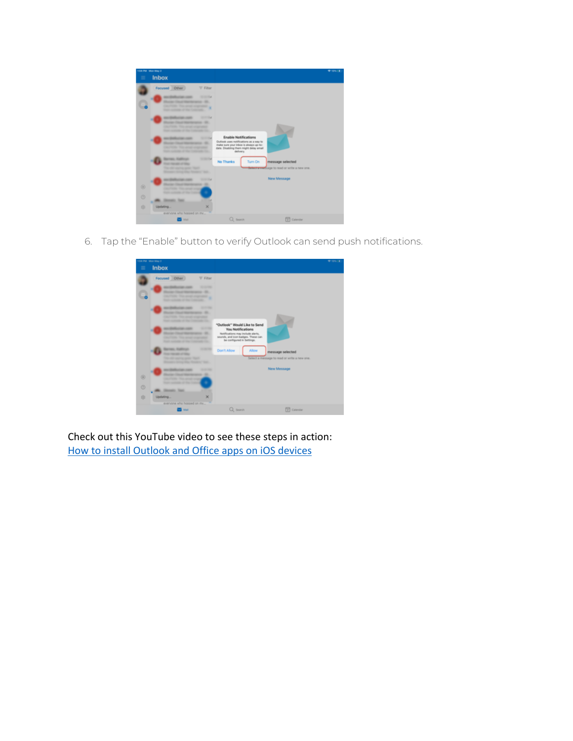6. Tap the "Enable" button to verify Outlook can send push notifications.

Check out this YouTube video to see these steps in action:
[How to install Outlook and Office apps on iOS devices]()